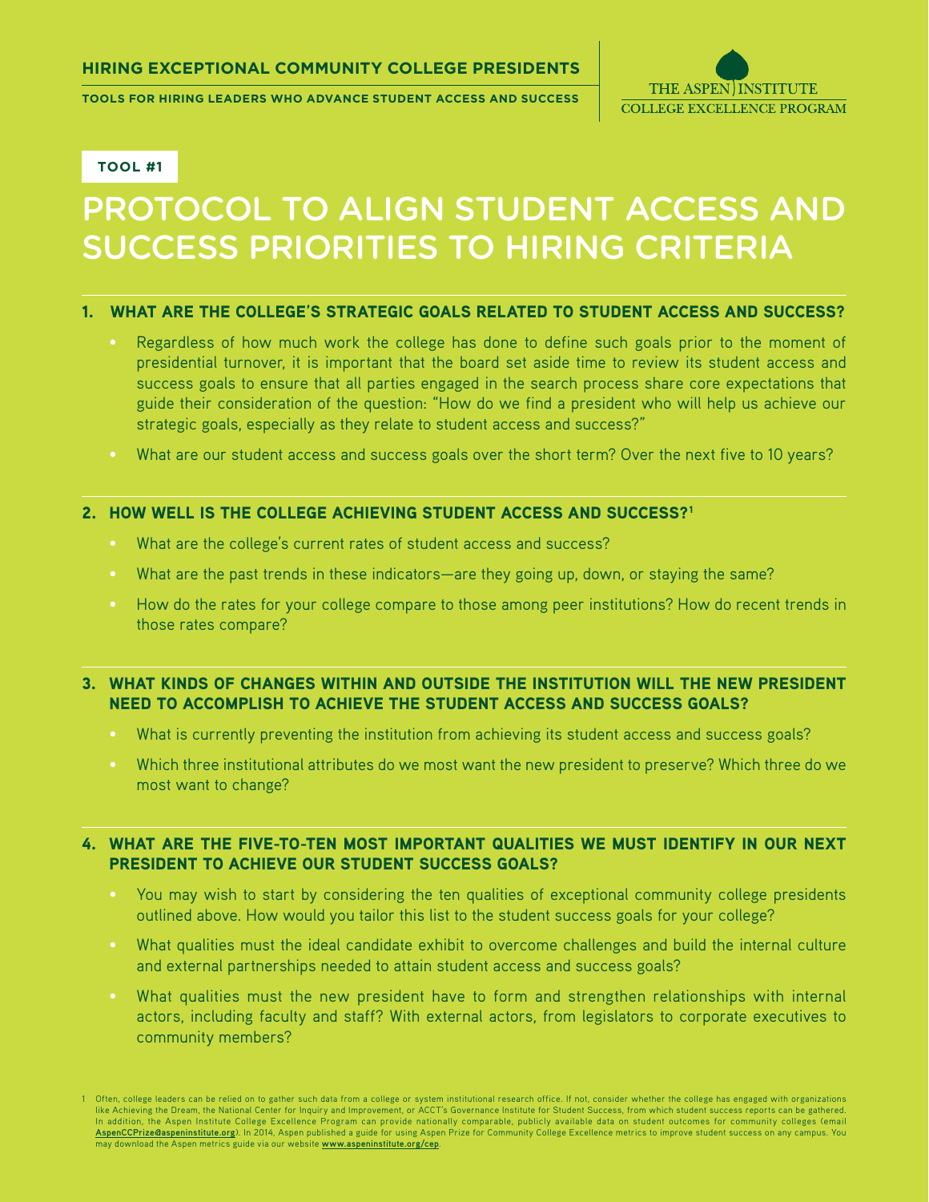HIRING EXCEPTIONAL COMMUNITY COLLEGE PRESIDENTS

TOOLS FOR HIRING LEADERS WHO ADVANCE STUDENT ACCESS AND SUCCESS

THE ASPEN INSTITUTE
COLLEGE EXCELLENCE PROGRAM

**TOOL #1**

# PROTOCOL TO ALIGN STUDENT ACCESS AND SUCCESS PRIORITIES TO HIRING CRITERIA

## 1. WHAT ARE THE COLLEGE'S STRATEGIC GOALS RELATED TO STUDENT ACCESS AND SUCCESS?

- Regardless of how much work the college has done to define such goals prior to the moment of presidential turnover, it is important that the board set aside time to review its student access and success goals to ensure that all parties engaged in the search process share core expectations that guide their consideration of the question: "How do we find a president who will help us achieve our strategic goals, especially as they relate to student access and success?"
- What are our student access and success goals over the short term? Over the next five to 10 years?

## 2. HOW WELL IS THE COLLEGE ACHIEVING STUDENT ACCESS AND SUCCESS?[1]

- What are the college's current rates of student access and success?
- What are the past trends in these indicators—are they going up, down, or staying the same?
- How do the rates for your college compare to those among peer institutions? How do recent trends in those rates compare?

## 3. WHAT KINDS OF CHANGES WITHIN AND OUTSIDE THE INSTITUTION WILL THE NEW PRESIDENT NEED TO ACCOMPLISH TO ACHIEVE THE STUDENT ACCESS AND SUCCESS GOALS?

- What is currently preventing the institution from achieving its student access and success goals?
- Which three institutional attributes do we most want the new president to preserve? Which three do we most want to change?

## 4. WHAT ARE THE FIVE-TO-TEN MOST IMPORTANT QUALITIES WE MUST IDENTIFY IN OUR NEXT PRESIDENT TO ACHIEVE OUR STUDENT SUCCESS GOALS?

- You may wish to start by considering the ten qualities of exceptional community college presidents outlined above. How would you tailor this list to the student success goals for your college?
- What qualities must the ideal candidate exhibit to overcome challenges and build the internal culture and external partnerships needed to attain student access and success goals?
- What qualities must the new president have to form and strengthen relationships with internal actors, including faculty and staff? With external actors, from legislators to corporate executives to community members?

1 Often, college leaders can be relied on to gather such data from a college or system institutional research office. If not, consider whether the college has engaged with organizations like Achieving the Dream, the National Center for Inquiry and Improvement, or ACCT's Governance Institute for Student Success, from which student success reports can be gathered. In addition, the Aspen Institute College Excellence Program can provide nationally comparable, publicly available data on student outcomes for community colleges (email **AspenCCPrize@aspeninstitute.org**). In 2014, Aspen published a guide for using Aspen Prize for Community College Excellence metrics to improve student success on any campus. You may download the Aspen metrics guide via our website **www.aspeninstitute.org/cep**.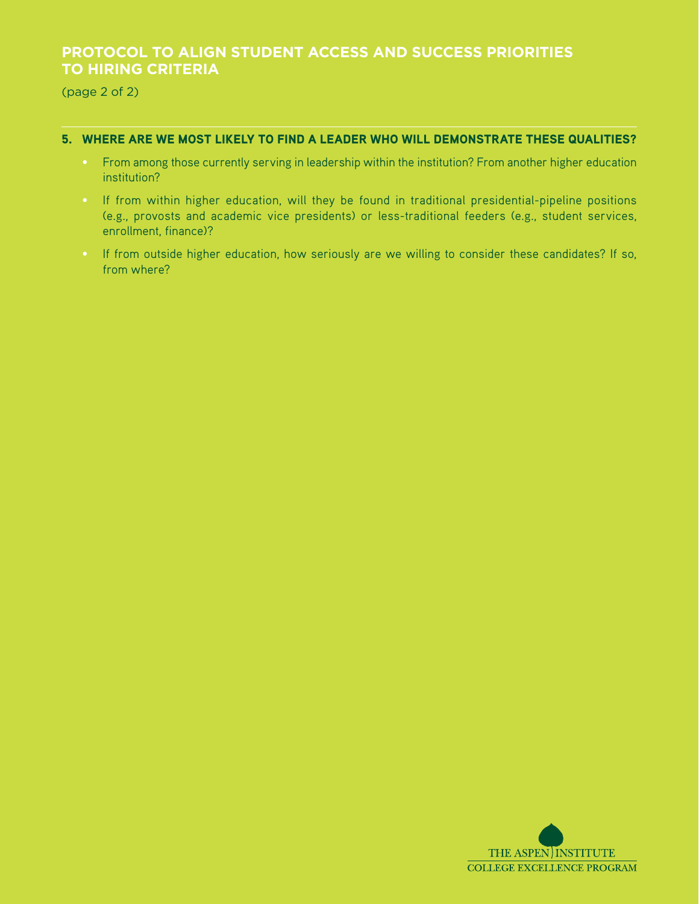# PROTOCOL TO ALIGN STUDENT ACCESS AND SUCCESS PRIORITIES TO HIRING CRITERIA

(page 2 of 2)

## 5. WHERE ARE WE MOST LIKELY TO FIND A LEADER WHO WILL DEMONSTRATE THESE QUALITIES?

- From among those currently serving in leadership within the institution? From another higher education institution?
- If from within higher education, will they be found in traditional presidential-pipeline positions (e.g., provosts and academic vice presidents) or less-traditional feeders (e.g., student services, enrollment, finance)?
- If from outside higher education, how seriously are we willing to consider these candidates? If so, from where?

THE ASPEN INSTITUTE
COLLEGE EXCELLENCE PROGRAM